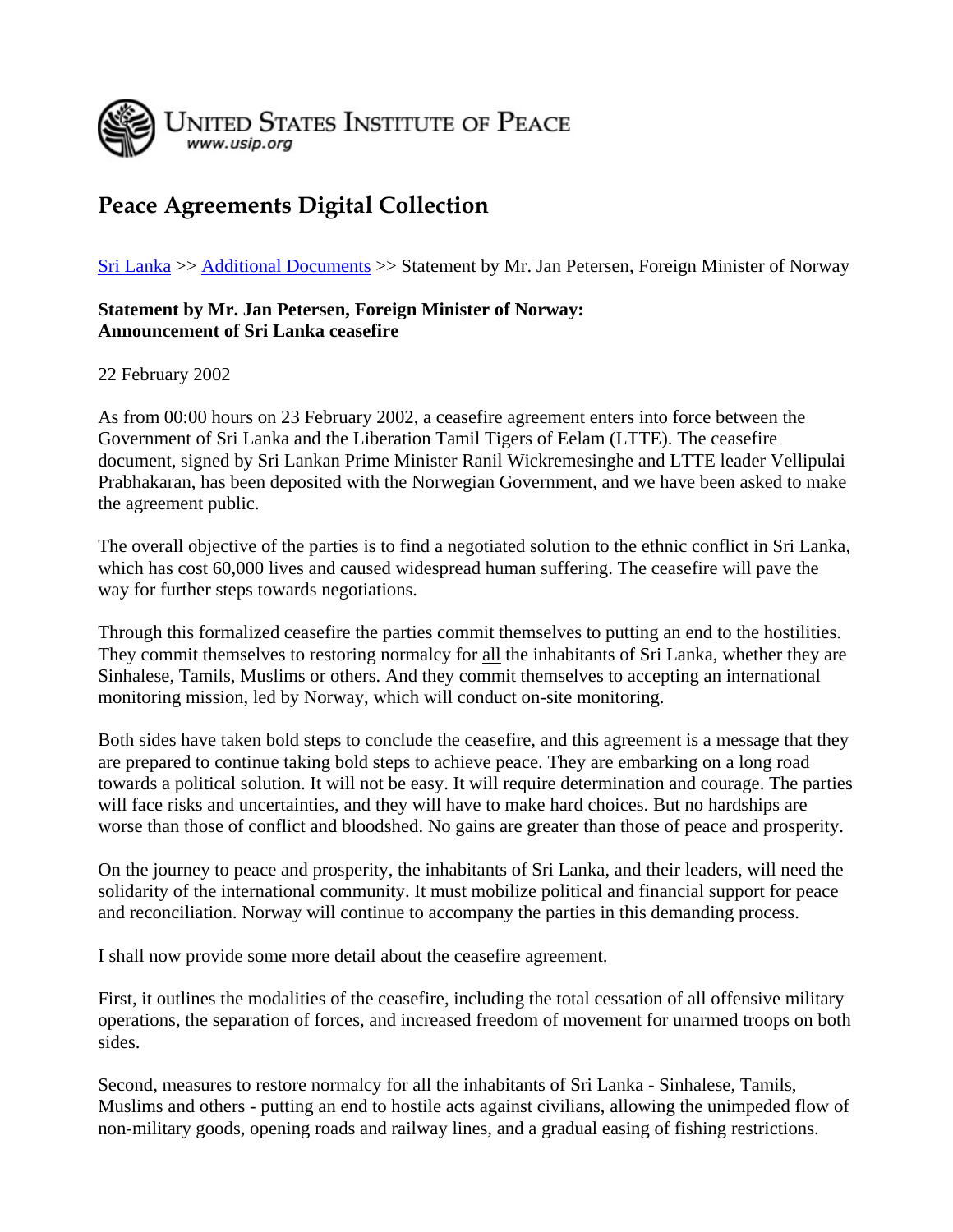UNITED STATES INSTITUTE OF PEACE
www.usip.org

# Peace Agreements Digital Collection

Sri Lanka >> Additional Documents >> Statement by Mr. Jan Petersen, Foreign Minister of Norway

**Statement by Mr. Jan Petersen, Foreign Minister of Norway: Announcement of Sri Lanka ceasefire**

22 February 2002

As from 00:00 hours on 23 February 2002, a ceasefire agreement enters into force between the Government of Sri Lanka and the Liberation Tamil Tigers of Eelam (LTTE). The ceasefire document, signed by Sri Lankan Prime Minister Ranil Wickremesinghe and LTTE leader Vellipulai Prabhakaran, has been deposited with the Norwegian Government, and we have been asked to make the agreement public.

The overall objective of the parties is to find a negotiated solution to the ethnic conflict in Sri Lanka, which has cost 60,000 lives and caused widespread human suffering. The ceasefire will pave the way for further steps towards negotiations.

Through this formalized ceasefire the parties commit themselves to putting an end to the hostilities. They commit themselves to restoring normalcy for all the inhabitants of Sri Lanka, whether they are Sinhalese, Tamils, Muslims or others. And they commit themselves to accepting an international monitoring mission, led by Norway, which will conduct on-site monitoring.

Both sides have taken bold steps to conclude the ceasefire, and this agreement is a message that they are prepared to continue taking bold steps to achieve peace. They are embarking on a long road towards a political solution. It will not be easy. It will require determination and courage. The parties will face risks and uncertainties, and they will have to make hard choices. But no hardships are worse than those of conflict and bloodshed. No gains are greater than those of peace and prosperity.

On the journey to peace and prosperity, the inhabitants of Sri Lanka, and their leaders, will need the solidarity of the international community. It must mobilize political and financial support for peace and reconciliation. Norway will continue to accompany the parties in this demanding process.

I shall now provide some more detail about the ceasefire agreement.

First, it outlines the modalities of the ceasefire, including the total cessation of all offensive military operations, the separation of forces, and increased freedom of movement for unarmed troops on both sides.

Second, measures to restore normalcy for all the inhabitants of Sri Lanka - Sinhalese, Tamils, Muslims and others - putting an end to hostile acts against civilians, allowing the unimpeded flow of non-military goods, opening roads and railway lines, and a gradual easing of fishing restrictions.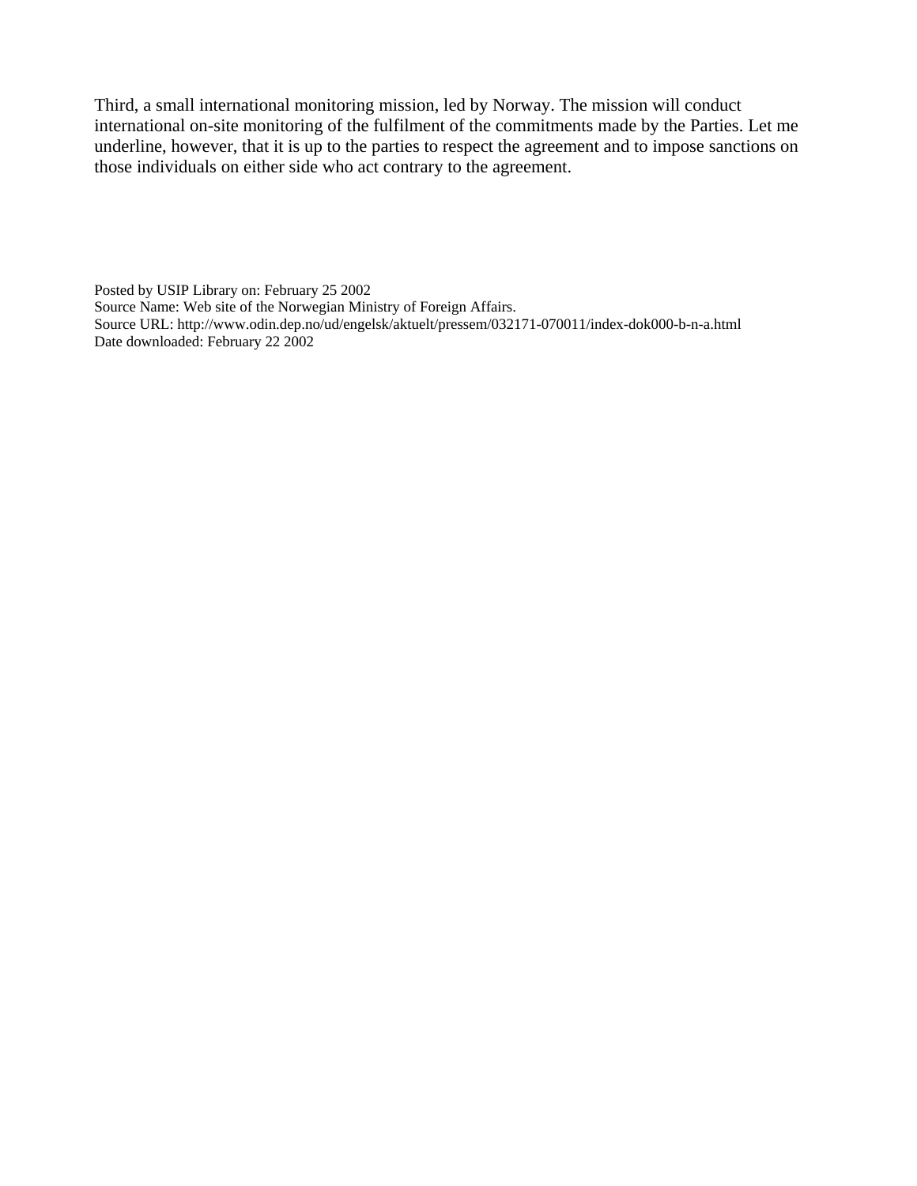Third, a small international monitoring mission, led by Norway. The mission will conduct international on-site monitoring of the fulfilment of the commitments made by the Parties. Let me underline, however, that it is up to the parties to respect the agreement and to impose sanctions on those individuals on either side who act contrary to the agreement.

Posted by USIP Library on: February 25 2002
Source Name: Web site of the Norwegian Ministry of Foreign Affairs.
Source URL: http://www.odin.dep.no/ud/engelsk/aktuelt/pressem/032171-070011/index-dok000-b-n-a.html
Date downloaded: February 22 2002